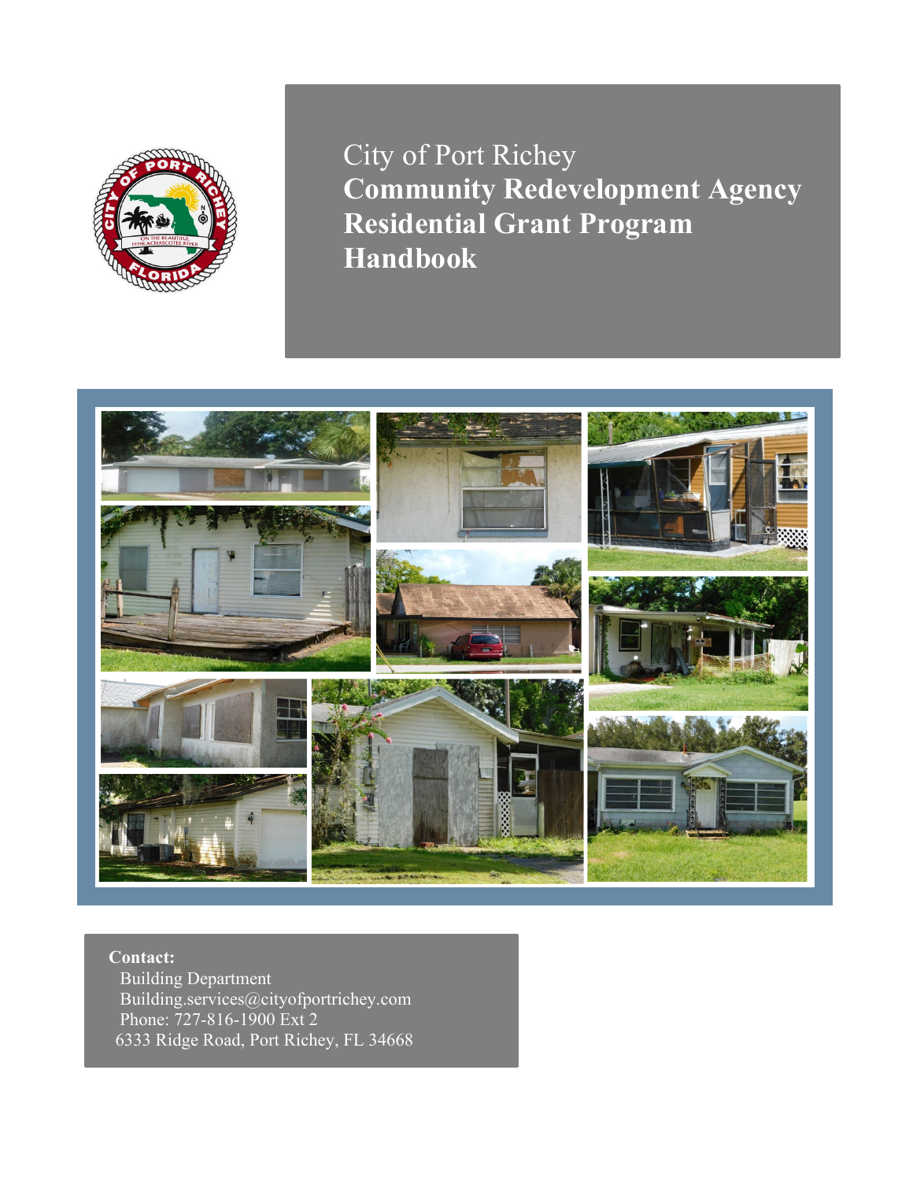# City of Port Richey
# Community Redevelopment Agency Residential Grant Program Handbook

**Contact:**
Building Department
Building.services@cityofportrichey.com
Phone: 727-816-1900 Ext 2
6333 Ridge Road, Port Richey, FL 34668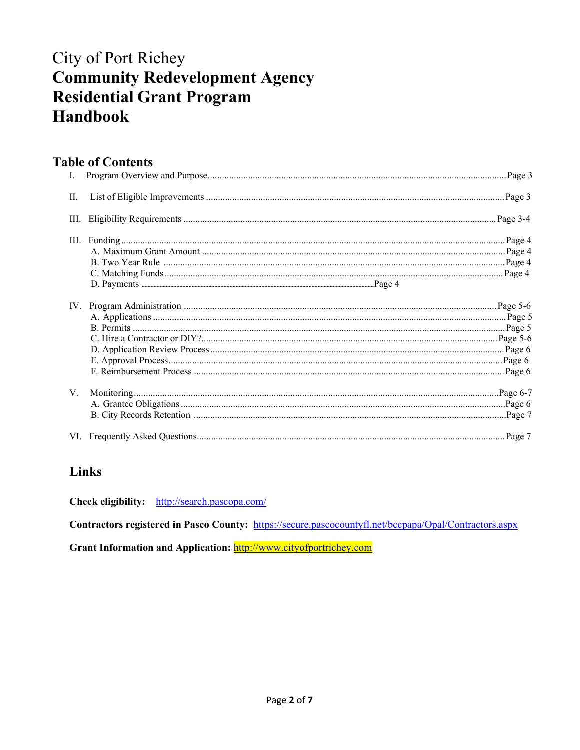# City of Port Richey
# **Community Redevelopment Agency Residential Grant Program Handbook**

## Table of Contents

I. Program Overview and Purpose ........................................ Page 3

II. List of Eligible Improvements ........................................ Page 3

III. Eligibility Requirements ........................................ Page 3-4

III. Funding ........................................ Page 4
- A. Maximum Grant Amount ........................................ Page 4
- B. Two Year Rule ........................................ Page 4
- C. Matching Funds ........................................ Page 4
- D. Payments ........................................ Page 4

IV. Program Administration ........................................ Page 5-6
- A. Applications ........................................ Page 5
- B. Permits ........................................ Page 5
- C. Hire a Contractor or DIY? ........................................ Page 5-6
- D. Application Review Process ........................................ Page 6
- E. Approval Process ........................................ Page 6
- F. Reimbursement Process ........................................ Page 6

V. Monitoring ........................................ Page 6-7
- A. Grantee Obligations ........................................ Page 6
- B. City Records Retention ........................................ Page 7

VI. Frequently Asked Questions ........................................ Page 7

## Links

**Check eligibility:** http://search.pascopa.com/

**Contractors registered in Pasco County:** https://secure.pascocountyfl.net/bccpapa/Opal/Contractors.aspx

**Grant Information and Application:** http://www.cityofportrichey.com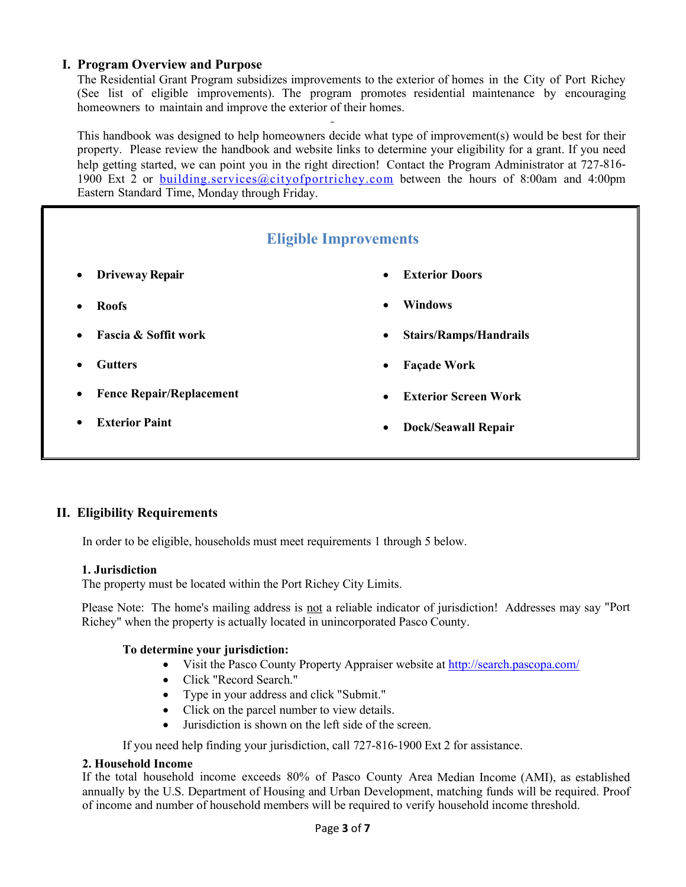## I. Program Overview and Purpose

The Residential Grant Program subsidizes improvements to the exterior of homes in the City of Port Richey (See list of eligible improvements). The program promotes residential maintenance by encouraging homeowners to maintain and improve the exterior of their homes.

This handbook was designed to help homeowners decide what type of improvement(s) would be best for their property. Please review the handbook and website links to determine your eligibility for a grant. If you need help getting started, we can point you in the right direction! Contact the Program Administrator at 727-816-1900 Ext 2 or building.services@cityofportrichey.com between the hours of 8:00am and 4:00pm Eastern Standard Time, Monday through Friday.

### Eligible Improvements

- **Driveway Repair**
- **Roofs**
- **Fascia & Soffit work**
- **Gutters**
- **Fence Repair/Replacement**
- **Exterior Paint**
- **Exterior Doors**
- **Windows**
- **Stairs/Ramps/Handrails**
- **Façade Work**
- **Exterior Screen Work**
- **Dock/Seawall Repair**

## II. Eligibility Requirements

In order to be eligible, households must meet requirements 1 through 5 below.

**1. Jurisdiction**

The property must be located within the Port Richey City Limits.

Please Note: The home's mailing address is not a reliable indicator of jurisdiction! Addresses may say "Port Richey" when the property is actually located in unincorporated Pasco County.

**To determine your jurisdiction:**

- Visit the Pasco County Property Appraiser website at http://search.pascopa.com/
- Click "Record Search."
- Type in your address and click "Submit."
- Click on the parcel number to view details.
- Jurisdiction is shown on the left side of the screen.

If you need help finding your jurisdiction, call 727-816-1900 Ext 2 for assistance.

**2. Household Income**

If the total household income exceeds 80% of Pasco County Area Median Income (AMI), as established annually by the U.S. Department of Housing and Urban Development, matching funds will be required. Proof of income and number of household members will be required to verify household income threshold.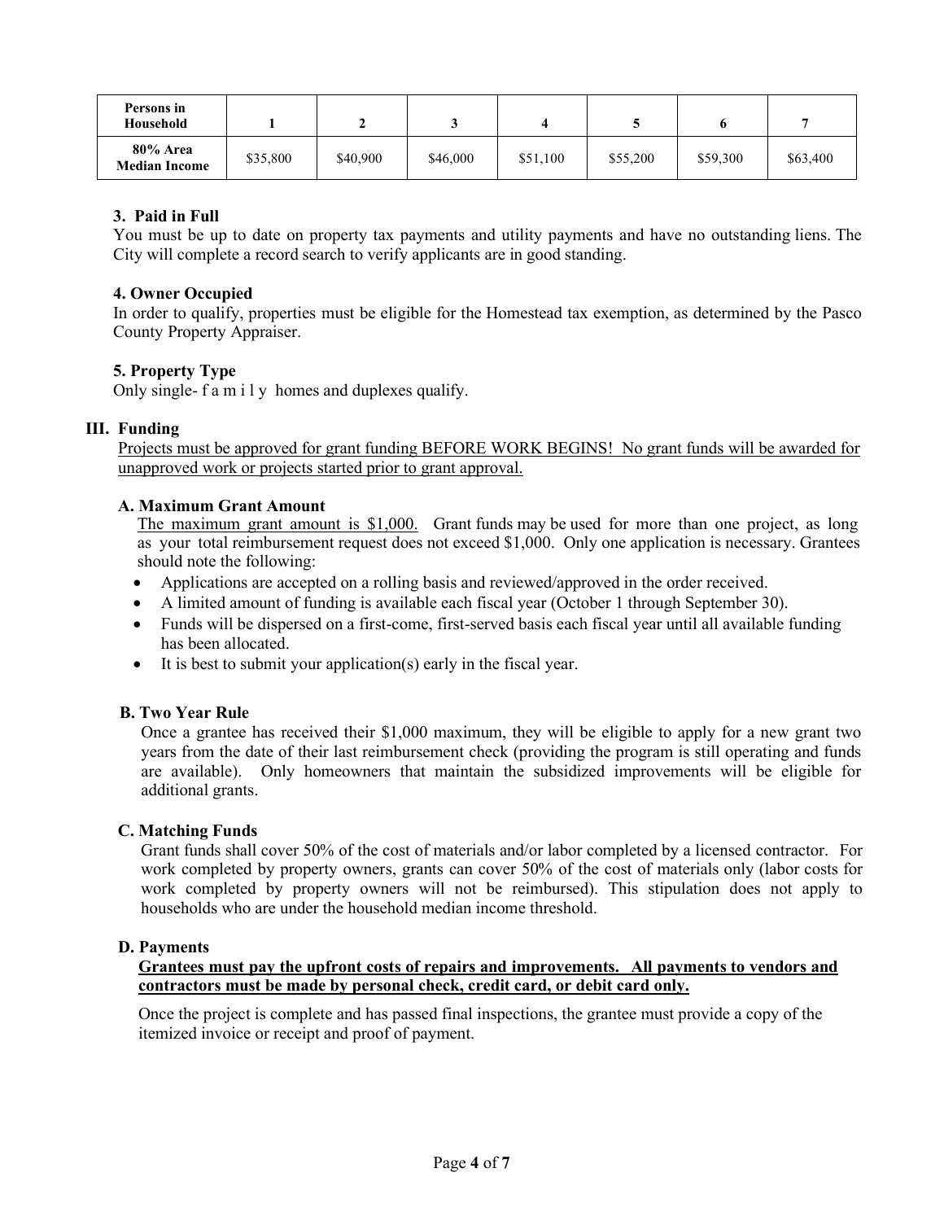| Persons in Household | 1 | 2 | 3 | 4 | 5 | 6 | 7 |
|---|---|---|---|---|---|---|---|
| 80% Area Median Income | $35,800 | $40,900 | $46,000 | $51,100 | $55,200 | $59,300 | $63,400 |

#### 3. Paid in Full

You must be up to date on property tax payments and utility payments and have no outstanding liens. The City will complete a record search to verify applicants are in good standing.

#### 4. Owner Occupied

In order to qualify, properties must be eligible for the Homestead tax exemption, as determined by the Pasco County Property Appraiser.

#### 5. Property Type

Only single- family homes and duplexes qualify.

## III. Funding

<u>Projects must be approved for grant funding BEFORE WORK BEGINS! No grant funds will be awarded for unapproved work or projects started prior to grant approval.</u>

### A. Maximum Grant Amount

<u>The maximum grant amount is $1,000.</u> Grant funds may be used for more than one project, as long as your total reimbursement request does not exceed $1,000. Only one application is necessary. Grantees should note the following:

- Applications are accepted on a rolling basis and reviewed/approved in the order received.
- A limited amount of funding is available each fiscal year (October 1 through September 30).
- Funds will be dispersed on a first-come, first-served basis each fiscal year until all available funding has been allocated.
- It is best to submit your application(s) early in the fiscal year.

### B. Two Year Rule

Once a grantee has received their $1,000 maximum, they will be eligible to apply for a new grant two years from the date of their last reimbursement check (providing the program is still operating and funds are available). Only homeowners that maintain the subsidized improvements will be eligible for additional grants.

### C. Matching Funds

Grant funds shall cover 50% of the cost of materials and/or labor completed by a licensed contractor. For work completed by property owners, grants can cover 50% of the cost of materials only (labor costs for work completed by property owners will not be reimbursed). This stipulation does not apply to households who are under the household median income threshold.

### D. Payments

**<u>Grantees must pay the upfront costs of repairs and improvements. All payments to vendors and contractors must be made by personal check, credit card, or debit card only.</u>**

Once the project is complete and has passed final inspections, the grantee must provide a copy of the itemized invoice or receipt and proof of payment.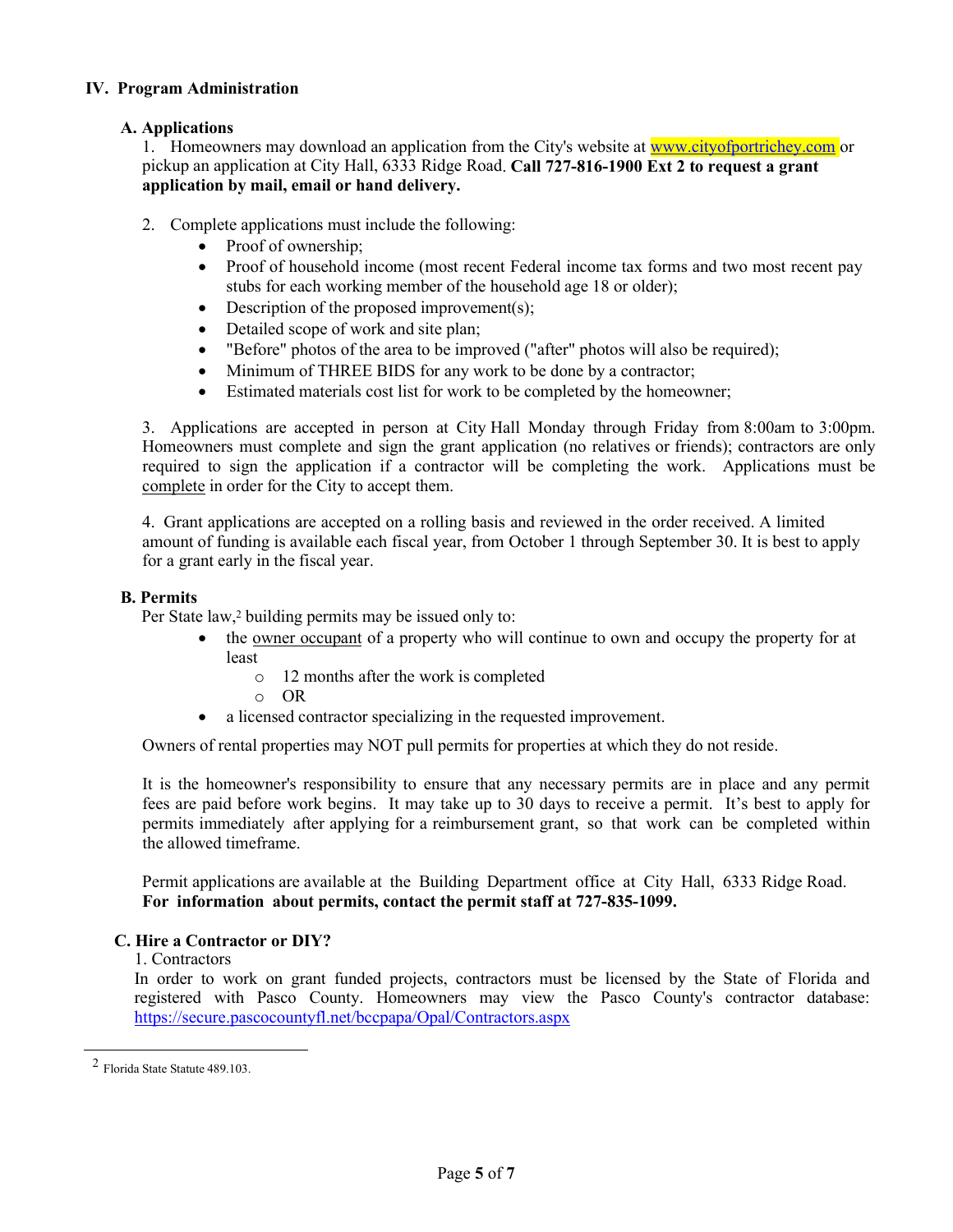## IV. Program Administration

### A. Applications

1. Homeowners may download an application from the City's website at www.cityofportrichey.com or pickup an application at City Hall, 6333 Ridge Road. **Call 727-816-1900 Ext 2 to request a grant application by mail, email or hand delivery.**

2. Complete applications must include the following:
   - Proof of ownership;
   - Proof of household income (most recent Federal income tax forms and two most recent pay stubs for each working member of the household age 18 or older);
   - Description of the proposed improvement(s);
   - Detailed scope of work and site plan;
   - "Before" photos of the area to be improved ("after" photos will also be required);
   - Minimum of THREE BIDS for any work to be done by a contractor;
   - Estimated materials cost list for work to be completed by the homeowner;

3. Applications are accepted in person at City Hall Monday through Friday from 8:00am to 3:00pm. Homeowners must complete and sign the grant application (no relatives or friends); contractors are only required to sign the application if a contractor will be completing the work. Applications must be complete in order for the City to accept them.

4. Grant applications are accepted on a rolling basis and reviewed in the order received. A limited amount of funding is available each fiscal year, from October 1 through September 30. It is best to apply for a grant early in the fiscal year.

### B. Permits

Per State law,[2] building permits may be issued only to:

- the owner occupant of a property who will continue to own and occupy the property for at least
  - 12 months after the work is completed
  - OR
- a licensed contractor specializing in the requested improvement.

Owners of rental properties may NOT pull permits for properties at which they do not reside.

It is the homeowner's responsibility to ensure that any necessary permits are in place and any permit fees are paid before work begins. It may take up to 30 days to receive a permit. It's best to apply for permits immediately after applying for a reimbursement grant, so that work can be completed within the allowed timeframe.

Permit applications are available at the Building Department office at City Hall, 6333 Ridge Road. **For information about permits, contact the permit staff at 727-835-1099.**

### C. Hire a Contractor or DIY?

1. Contractors

In order to work on grant funded projects, contractors must be licensed by the State of Florida and registered with Pasco County. Homeowners may view the Pasco County's contractor database: https://secure.pascocountyfl.net/bccpapa/Opal/Contractors.aspx

---

[2] Florida State Statute 489.103.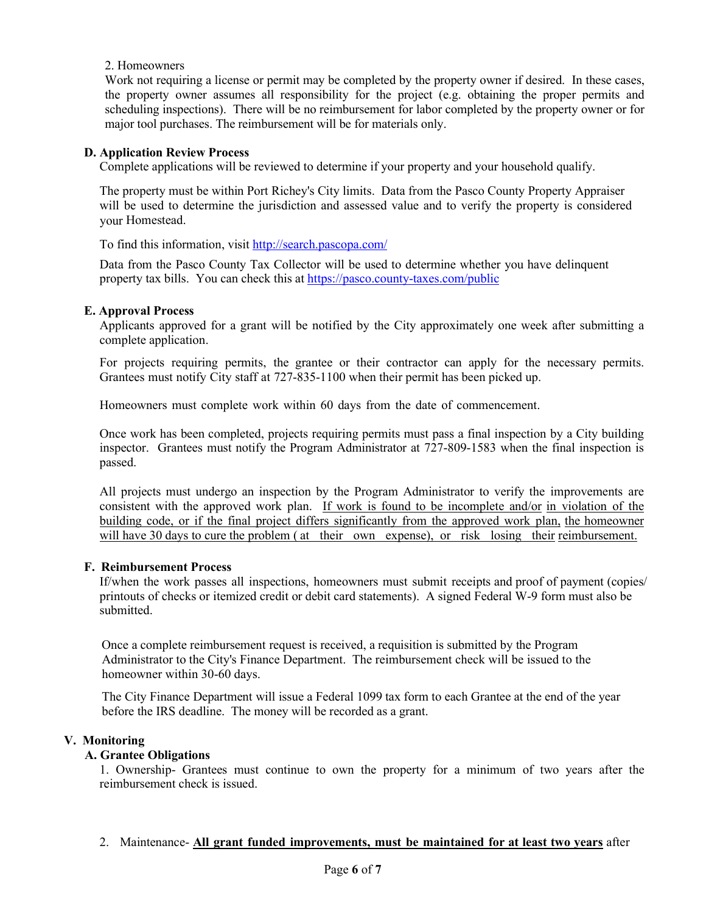2. Homeowners

Work not requiring a license or permit may be completed by the property owner if desired. In these cases, the property owner assumes all responsibility for the project (e.g. obtaining the proper permits and scheduling inspections). There will be no reimbursement for labor completed by the property owner or for major tool purchases. The reimbursement will be for materials only.

### D. Application Review Process

Complete applications will be reviewed to determine if your property and your household qualify.

The property must be within Port Richey's City limits. Data from the Pasco County Property Appraiser will be used to determine the jurisdiction and assessed value and to verify the property is considered your Homestead.

To find this information, visit [http://search.pascopa.com/](http://search.pascopa.com/)

Data from the Pasco County Tax Collector will be used to determine whether you have delinquent property tax bills. You can check this at [https://pasco.county-taxes.com/public](https://pasco.county-taxes.com/public)

### E. Approval Process

Applicants approved for a grant will be notified by the City approximately one week after submitting a complete application.

For projects requiring permits, the grantee or their contractor can apply for the necessary permits. Grantees must notify City staff at 727-835-1100 when their permit has been picked up.

Homeowners must complete work within 60 days from the date of commencement.

Once work has been completed, projects requiring permits must pass a final inspection by a City building inspector. Grantees must notify the Program Administrator at 727-809-1583 when the final inspection is passed.

All projects must undergo an inspection by the Program Administrator to verify the improvements are consistent with the approved work plan. <u>If work is found to be incomplete and/or in violation of the building code, or if the final project differs significantly from the approved work plan, the homeowner will have 30 days to cure the problem (at their own expense), or risk losing their reimbursement.</u>

### F. Reimbursement Process

If/when the work passes all inspections, homeowners must submit receipts and proof of payment (copies/ printouts of checks or itemized credit or debit card statements). A signed Federal W-9 form must also be submitted.

Once a complete reimbursement request is received, a requisition is submitted by the Program Administrator to the City's Finance Department. The reimbursement check will be issued to the homeowner within 30-60 days.

The City Finance Department will issue a Federal 1099 tax form to each Grantee at the end of the year before the IRS deadline. The money will be recorded as a grant.

## V. Monitoring

### A. Grantee Obligations

1. Ownership- Grantees must continue to own the property for a minimum of two years after the reimbursement check is issued.

2. Maintenance- <u>**All grant funded improvements, must be maintained for at least two years**</u> after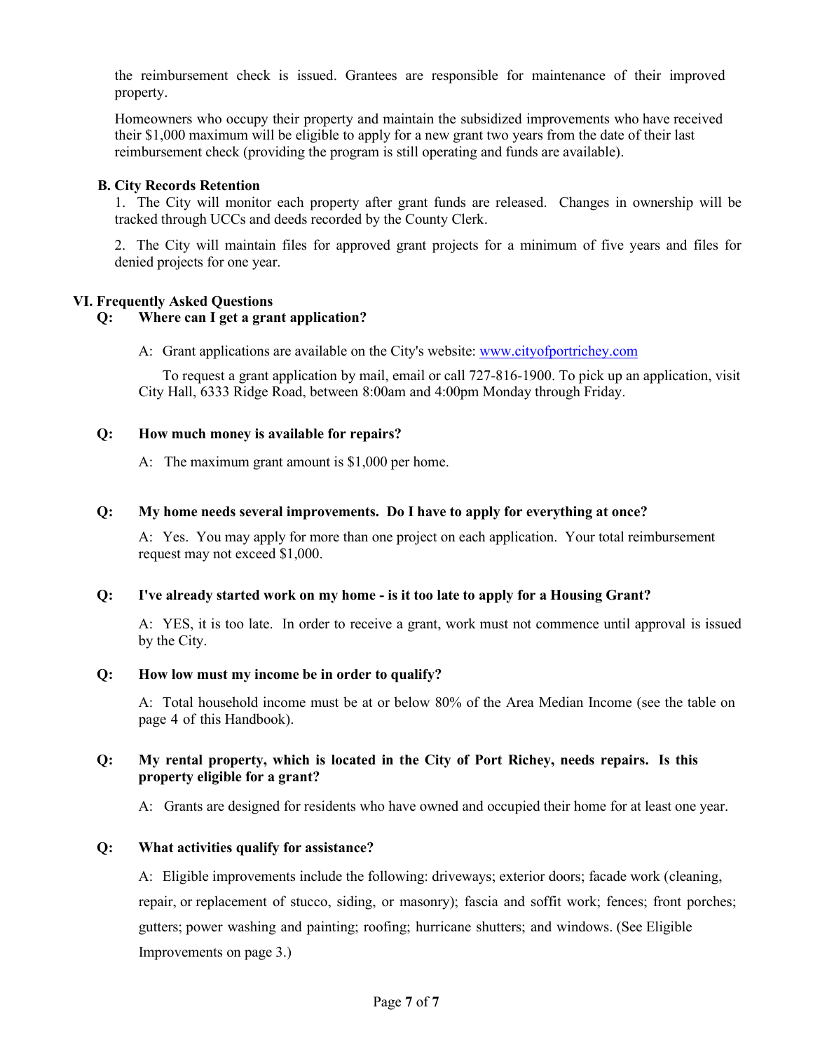the reimbursement check is issued. Grantees are responsible for maintenance of their improved property.

Homeowners who occupy their property and maintain the subsidized improvements who have received their $1,000 maximum will be eligible to apply for a new grant two years from the date of their last reimbursement check (providing the program is still operating and funds are available).

**B. City Records Retention**

1. The City will monitor each property after grant funds are released. Changes in ownership will be tracked through UCCs and deeds recorded by the County Clerk.

2. The City will maintain files for approved grant projects for a minimum of five years and files for denied projects for one year.

## VI. Frequently Asked Questions

**Q: Where can I get a grant application?**

A: Grant applications are available on the City's website: [www.cityofportrichey.com](http://www.cityofportrichey.com)

To request a grant application by mail, email or call 727-816-1900. To pick up an application, visit City Hall, 6333 Ridge Road, between 8:00am and 4:00pm Monday through Friday.

**Q: How much money is available for repairs?**

A: The maximum grant amount is $1,000 per home.

**Q: My home needs several improvements. Do I have to apply for everything at once?**

A: Yes. You may apply for more than one project on each application. Your total reimbursement request may not exceed $1,000.

**Q: I've already started work on my home - is it too late to apply for a Housing Grant?**

A: YES, it is too late. In order to receive a grant, work must not commence until approval is issued by the City.

**Q: How low must my income be in order to qualify?**

A: Total household income must be at or below 80% of the Area Median Income (see the table on page 4 of this Handbook).

**Q: My rental property, which is located in the City of Port Richey, needs repairs. Is this property eligible for a grant?**

A: Grants are designed for residents who have owned and occupied their home for at least one year.

**Q: What activities qualify for assistance?**

A: Eligible improvements include the following: driveways; exterior doors; facade work (cleaning, repair, or replacement of stucco, siding, or masonry); fascia and soffit work; fences; front porches; gutters; power washing and painting; roofing; hurricane shutters; and windows. (See Eligible Improvements on page 3.)